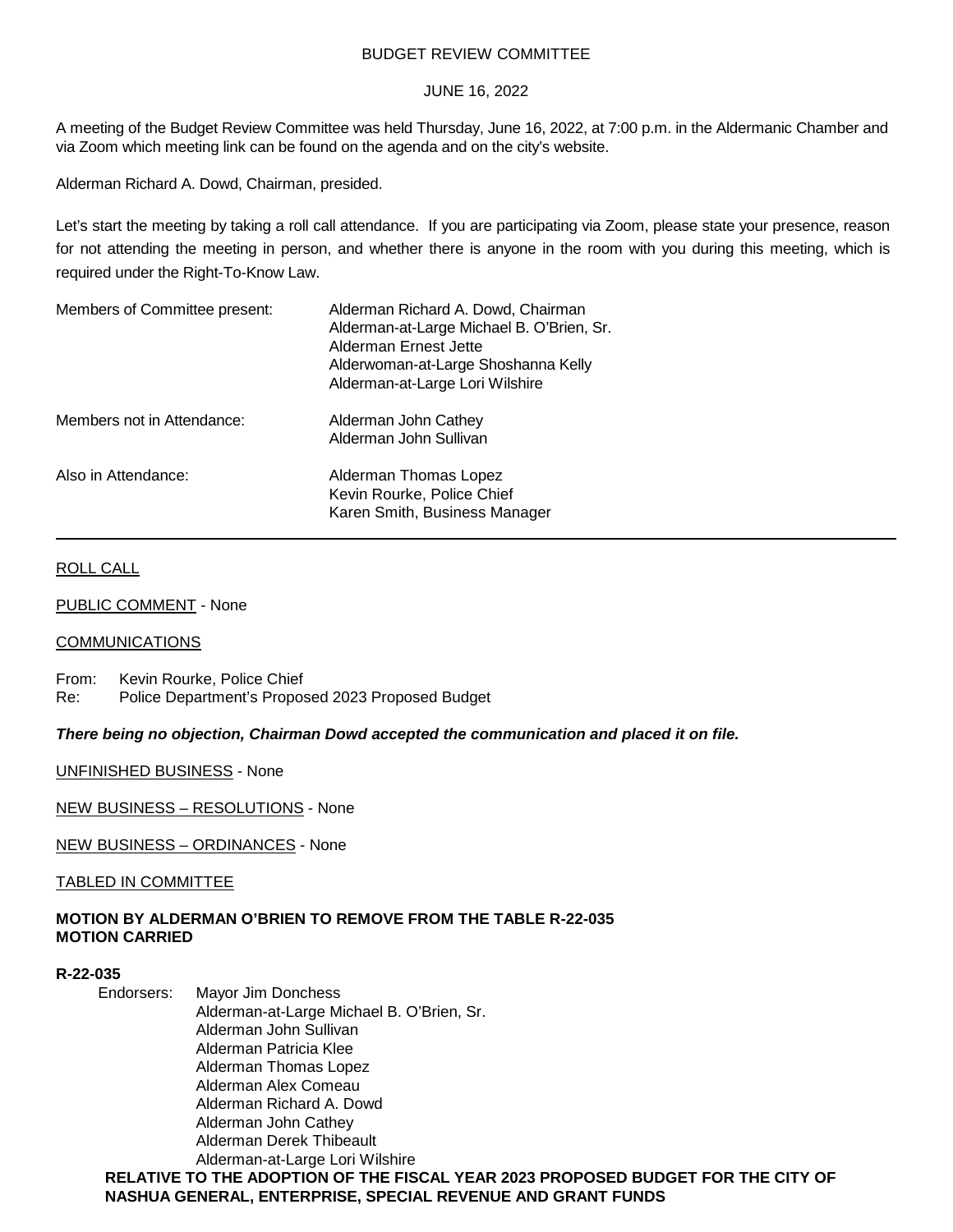# BUDGET REVIEW COMMITTEE

JUNE 16, 2022

A meeting of the Budget Review Committee was held Thursday, June 16, 2022, at 7:00 p.m. in the Aldermanic Chamber and via Zoom which meeting link can be found on the agenda and on the city's website.

Alderman Richard A. Dowd, Chairman, presided.

Let's start the meeting by taking a roll call attendance. If you are participating via Zoom, please state your presence, reason for not attending the meeting in person, and whether there is anyone in the room with you during this meeting, which is required under the Right-To-Know Law.

| | |
|---|---|
| Members of Committee present: | Alderman Richard A. Dowd, Chairman<br>Alderman-at-Large Michael B. O'Brien, Sr.<br>Alderman Ernest Jette<br>Alderwoman-at-Large Shoshanna Kelly<br>Alderman-at-Large Lori Wilshire |
| Members not in Attendance: | Alderman John Cathey<br>Alderman John Sullivan |
| Also in Attendance: | Alderman Thomas Lopez<br>Kevin Rourke, Police Chief<br>Karen Smith, Business Manager |

---

ROLL CALL

PUBLIC COMMENT - None

COMMUNICATIONS

From: Kevin Rourke, Police Chief
Re: Police Department's Proposed 2023 Proposed Budget

***There being no objection, Chairman Dowd accepted the communication and placed it on file.***

UNFINISHED BUSINESS - None

NEW BUSINESS – RESOLUTIONS - None

NEW BUSINESS – ORDINANCES - None

TABLED IN COMMITTEE

**MOTION BY ALDERMAN O'BRIEN TO REMOVE FROM THE TABLE R-22-035**
**MOTION CARRIED**

**R-22-035**

Endorsers: Mayor Jim Donchess
Alderman-at-Large Michael B. O'Brien, Sr.
Alderman John Sullivan
Alderman Patricia Klee
Alderman Thomas Lopez
Alderman Alex Comeau
Alderman Richard A. Dowd
Alderman John Cathey
Alderman Derek Thibeault
Alderman-at-Large Lori Wilshire

**RELATIVE TO THE ADOPTION OF THE FISCAL YEAR 2023 PROPOSED BUDGET FOR THE CITY OF NASHUA GENERAL, ENTERPRISE, SPECIAL REVENUE AND GRANT FUNDS**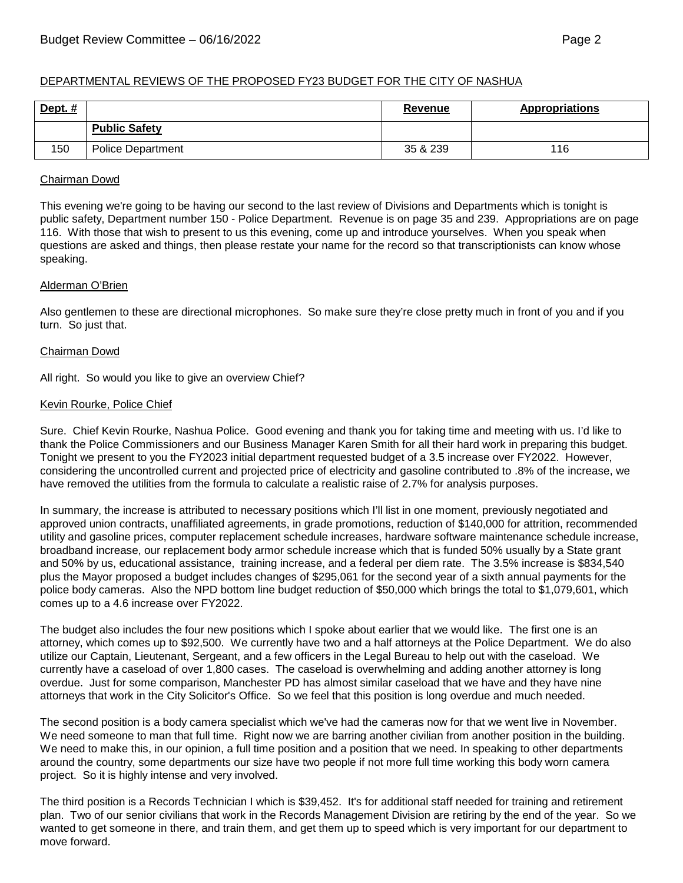DEPARTMENTAL REVIEWS OF THE PROPOSED FY23 BUDGET FOR THE CITY OF NASHUA

| Dept. # | | Revenue | Appropriations |
|---|---|---|---|
| | **Public Safety** | | |
| 150 | Police Department | 35 & 239 | 116 |

Chairman Dowd

This evening we're going to be having our second to the last review of Divisions and Departments which is tonight is public safety, Department number 150 - Police Department. Revenue is on page 35 and 239. Appropriations are on page 116. With those that wish to present to us this evening, come up and introduce yourselves. When you speak when questions are asked and things, then please restate your name for the record so that transcriptionists can know whose speaking.

Alderman O'Brien

Also gentlemen to these are directional microphones. So make sure they're close pretty much in front of you and if you turn. So just that.

Chairman Dowd

All right. So would you like to give an overview Chief?

Kevin Rourke, Police Chief

Sure. Chief Kevin Rourke, Nashua Police. Good evening and thank you for taking time and meeting with us. I'd like to thank the Police Commissioners and our Business Manager Karen Smith for all their hard work in preparing this budget. Tonight we present to you the FY2023 initial department requested budget of a 3.5 increase over FY2022. However, considering the uncontrolled current and projected price of electricity and gasoline contributed to .8% of the increase, we have removed the utilities from the formula to calculate a realistic raise of 2.7% for analysis purposes.

In summary, the increase is attributed to necessary positions which I'll list in one moment, previously negotiated and approved union contracts, unaffiliated agreements, in grade promotions, reduction of $140,000 for attrition, recommended utility and gasoline prices, computer replacement schedule increases, hardware software maintenance schedule increase, broadband increase, our replacement body armor schedule increase which that is funded 50% usually by a State grant and 50% by us, educational assistance, training increase, and a federal per diem rate. The 3.5% increase is $834,540 plus the Mayor proposed a budget includes changes of $295,061 for the second year of a sixth annual payments for the police body cameras. Also the NPD bottom line budget reduction of $50,000 which brings the total to $1,079,601, which comes up to a 4.6 increase over FY2022.

The budget also includes the four new positions which I spoke about earlier that we would like. The first one is an attorney, which comes up to $92,500. We currently have two and a half attorneys at the Police Department. We do also utilize our Captain, Lieutenant, Sergeant, and a few officers in the Legal Bureau to help out with the caseload. We currently have a caseload of over 1,800 cases. The caseload is overwhelming and adding another attorney is long overdue. Just for some comparison, Manchester PD has almost similar caseload that we have and they have nine attorneys that work in the City Solicitor's Office. So we feel that this position is long overdue and much needed.

The second position is a body camera specialist which we've had the cameras now for that we went live in November. We need someone to man that full time. Right now we are barring another civilian from another position in the building. We need to make this, in our opinion, a full time position and a position that we need. In speaking to other departments around the country, some departments our size have two people if not more full time working this body worn camera project. So it is highly intense and very involved.

The third position is a Records Technician I which is $39,452. It's for additional staff needed for training and retirement plan. Two of our senior civilians that work in the Records Management Division are retiring by the end of the year. So we wanted to get someone in there, and train them, and get them up to speed which is very important for our department to move forward.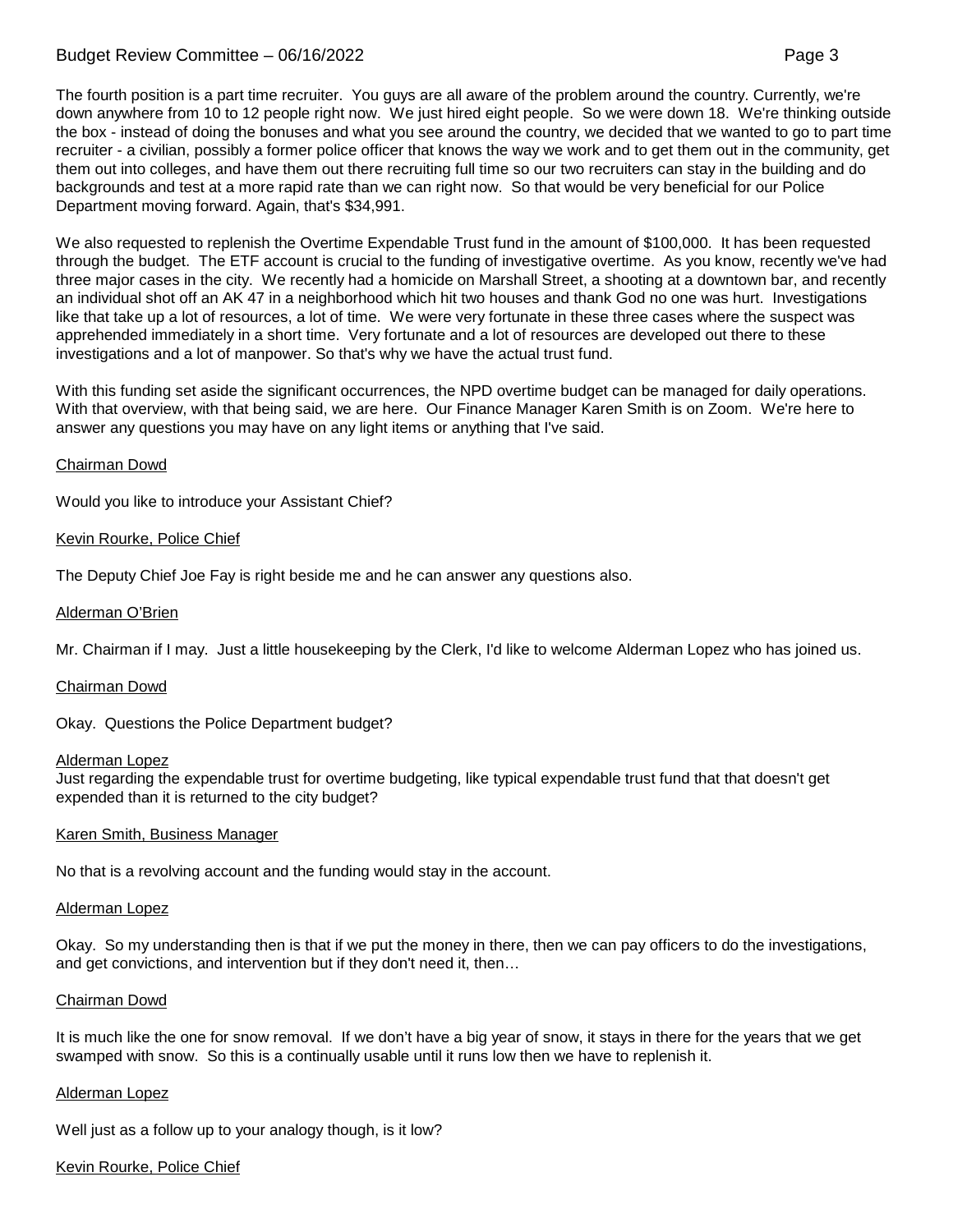The fourth position is a part time recruiter. You guys are all aware of the problem around the country. Currently, we're down anywhere from 10 to 12 people right now. We just hired eight people. So we were down 18. We're thinking outside the box - instead of doing the bonuses and what you see around the country, we decided that we wanted to go to part time recruiter - a civilian, possibly a former police officer that knows the way we work and to get them out in the community, get them out into colleges, and have them out there recruiting full time so our two recruiters can stay in the building and do backgrounds and test at a more rapid rate than we can right now. So that would be very beneficial for our Police Department moving forward. Again, that's $34,991.

We also requested to replenish the Overtime Expendable Trust fund in the amount of $100,000. It has been requested through the budget. The ETF account is crucial to the funding of investigative overtime. As you know, recently we've had three major cases in the city. We recently had a homicide on Marshall Street, a shooting at a downtown bar, and recently an individual shot off an AK 47 in a neighborhood which hit two houses and thank God no one was hurt. Investigations like that take up a lot of resources, a lot of time. We were very fortunate in these three cases where the suspect was apprehended immediately in a short time. Very fortunate and a lot of resources are developed out there to these investigations and a lot of manpower. So that's why we have the actual trust fund.

With this funding set aside the significant occurrences, the NPD overtime budget can be managed for daily operations. With that overview, with that being said, we are here. Our Finance Manager Karen Smith is on Zoom. We're here to answer any questions you may have on any light items or anything that I've said.

<u>Chairman Dowd</u>

Would you like to introduce your Assistant Chief?

<u>Kevin Rourke, Police Chief</u>

The Deputy Chief Joe Fay is right beside me and he can answer any questions also.

<u>Alderman O'Brien</u>

Mr. Chairman if I may. Just a little housekeeping by the Clerk, I'd like to welcome Alderman Lopez who has joined us.

<u>Chairman Dowd</u>

Okay. Questions the Police Department budget?

<u>Alderman Lopez</u>

Just regarding the expendable trust for overtime budgeting, like typical expendable trust fund that that doesn't get expended than it is returned to the city budget?

<u>Karen Smith, Business Manager</u>

No that is a revolving account and the funding would stay in the account.

<u>Alderman Lopez</u>

Okay. So my understanding then is that if we put the money in there, then we can pay officers to do the investigations, and get convictions, and intervention but if they don't need it, then…

<u>Chairman Dowd</u>

It is much like the one for snow removal. If we don't have a big year of snow, it stays in there for the years that we get swamped with snow. So this is a continually usable until it runs low then we have to replenish it.

<u>Alderman Lopez</u>

Well just as a follow up to your analogy though, is it low?

<u>Kevin Rourke, Police Chief</u>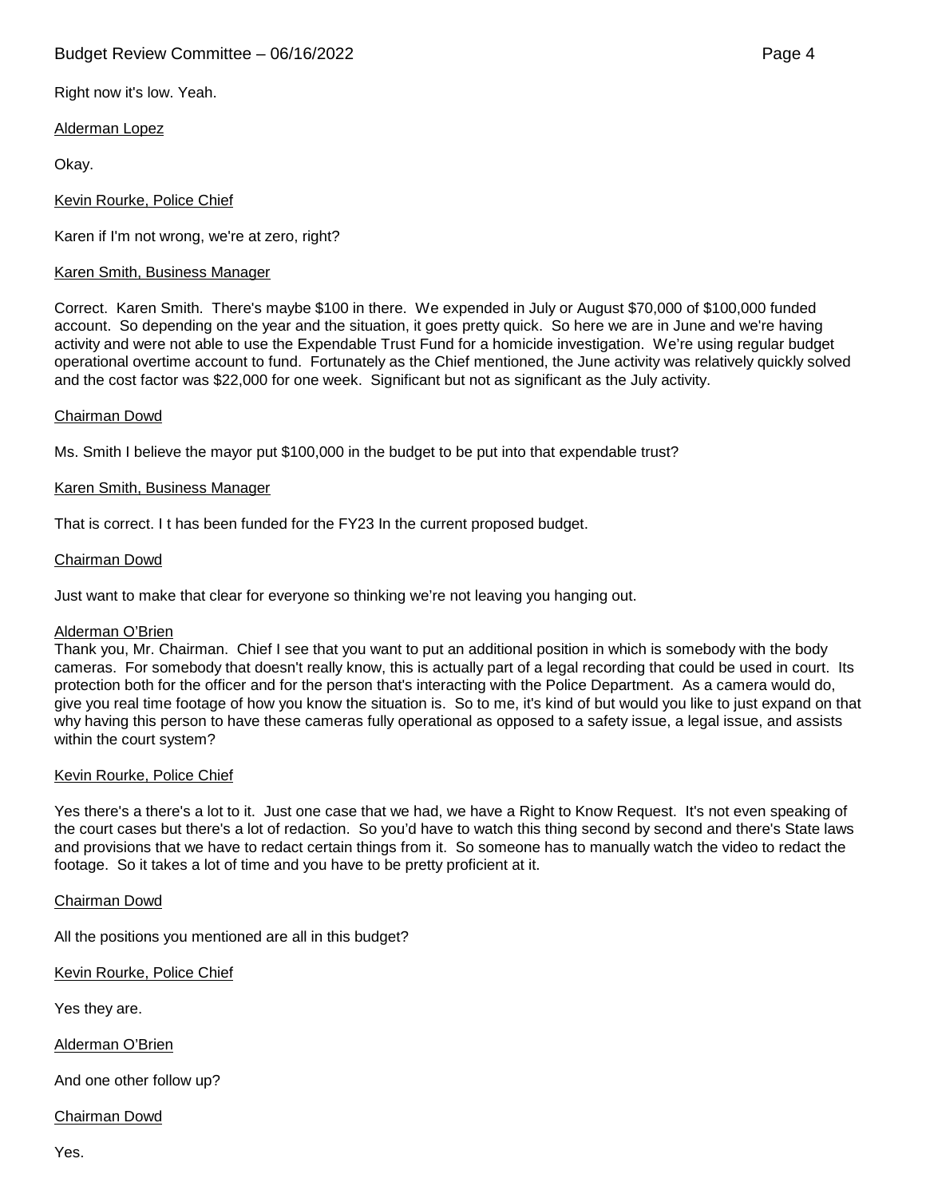Right now it's low. Yeah.

Alderman Lopez

Okay.

Kevin Rourke, Police Chief

Karen if I'm not wrong, we're at zero, right?

Karen Smith, Business Manager

Correct. Karen Smith. There's maybe $100 in there. We expended in July or August $70,000 of $100,000 funded account. So depending on the year and the situation, it goes pretty quick. So here we are in June and we're having activity and were not able to use the Expendable Trust Fund for a homicide investigation. We're using regular budget operational overtime account to fund. Fortunately as the Chief mentioned, the June activity was relatively quickly solved and the cost factor was $22,000 for one week. Significant but not as significant as the July activity.

Chairman Dowd

Ms. Smith I believe the mayor put $100,000 in the budget to be put into that expendable trust?

Karen Smith, Business Manager

That is correct. I t has been funded for the FY23 In the current proposed budget.

Chairman Dowd

Just want to make that clear for everyone so thinking we're not leaving you hanging out.

Alderman O'Brien

Thank you, Mr. Chairman. Chief I see that you want to put an additional position in which is somebody with the body cameras. For somebody that doesn't really know, this is actually part of a legal recording that could be used in court. Its protection both for the officer and for the person that's interacting with the Police Department. As a camera would do, give you real time footage of how you know the situation is. So to me, it's kind of but would you like to just expand on that why having this person to have these cameras fully operational as opposed to a safety issue, a legal issue, and assists within the court system?

Kevin Rourke, Police Chief

Yes there's a there's a lot to it. Just one case that we had, we have a Right to Know Request. It's not even speaking of the court cases but there's a lot of redaction. So you'd have to watch this thing second by second and there's State laws and provisions that we have to redact certain things from it. So someone has to manually watch the video to redact the footage. So it takes a lot of time and you have to be pretty proficient at it.

Chairman Dowd

All the positions you mentioned are all in this budget?

Kevin Rourke, Police Chief

Yes they are.

Alderman O'Brien

And one other follow up?

Chairman Dowd

Yes.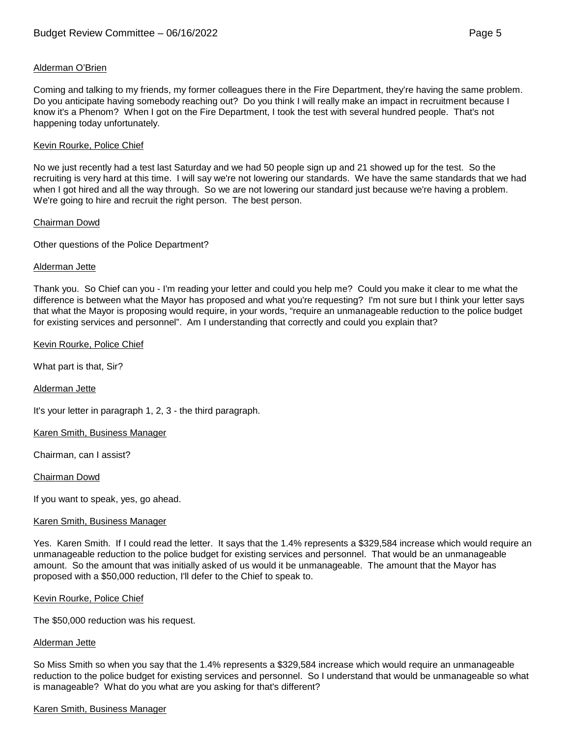Alderman O'Brien

Coming and talking to my friends, my former colleagues there in the Fire Department, they're having the same problem. Do you anticipate having somebody reaching out? Do you think I will really make an impact in recruitment because I know it's a Phenom? When I got on the Fire Department, I took the test with several hundred people. That's not happening today unfortunately.

Kevin Rourke, Police Chief

No we just recently had a test last Saturday and we had 50 people sign up and 21 showed up for the test. So the recruiting is very hard at this time. I will say we're not lowering our standards. We have the same standards that we had when I got hired and all the way through. So we are not lowering our standard just because we're having a problem. We're going to hire and recruit the right person. The best person.

Chairman Dowd

Other questions of the Police Department?

Alderman Jette

Thank you. So Chief can you - I'm reading your letter and could you help me? Could you make it clear to me what the difference is between what the Mayor has proposed and what you're requesting? I'm not sure but I think your letter says that what the Mayor is proposing would require, in your words, "require an unmanageable reduction to the police budget for existing services and personnel". Am I understanding that correctly and could you explain that?

Kevin Rourke, Police Chief

What part is that, Sir?

Alderman Jette

It's your letter in paragraph 1, 2, 3 - the third paragraph.

Karen Smith, Business Manager

Chairman, can I assist?

Chairman Dowd

If you want to speak, yes, go ahead.

Karen Smith, Business Manager

Yes. Karen Smith. If I could read the letter. It says that the 1.4% represents a $329,584 increase which would require an unmanageable reduction to the police budget for existing services and personnel. That would be an unmanageable amount. So the amount that was initially asked of us would it be unmanageable. The amount that the Mayor has proposed with a $50,000 reduction, I'll defer to the Chief to speak to.

Kevin Rourke, Police Chief

The $50,000 reduction was his request.

Alderman Jette

So Miss Smith so when you say that the 1.4% represents a $329,584 increase which would require an unmanageable reduction to the police budget for existing services and personnel. So I understand that would be unmanageable so what is manageable? What do you what are you asking for that's different?

Karen Smith, Business Manager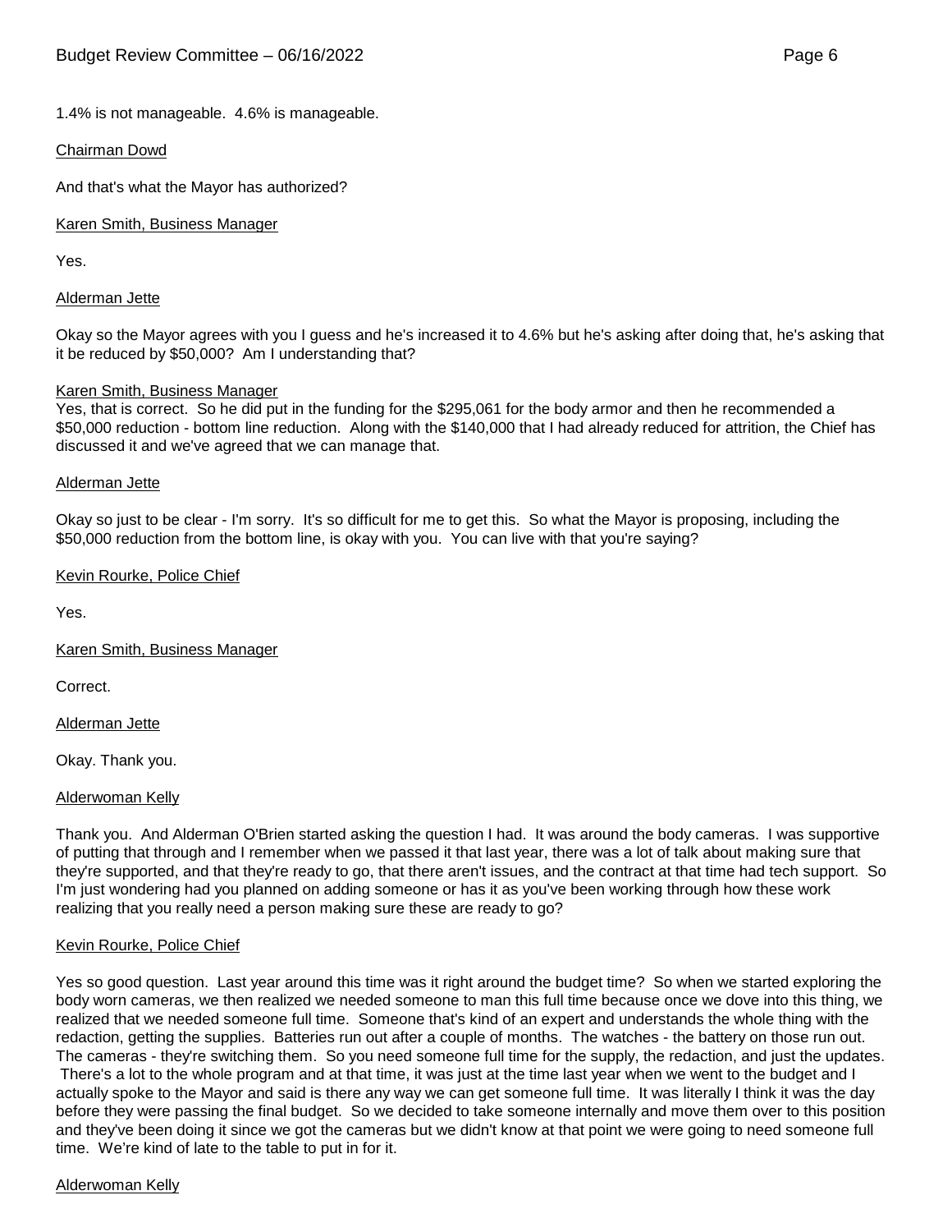1.4% is not manageable. 4.6% is manageable.

Chairman Dowd

And that's what the Mayor has authorized?

Karen Smith, Business Manager

Yes.

Alderman Jette

Okay so the Mayor agrees with you I guess and he's increased it to 4.6% but he's asking after doing that, he's asking that it be reduced by $50,000? Am I understanding that?

Karen Smith, Business Manager

Yes, that is correct. So he did put in the funding for the $295,061 for the body armor and then he recommended a $50,000 reduction - bottom line reduction. Along with the $140,000 that I had already reduced for attrition, the Chief has discussed it and we've agreed that we can manage that.

Alderman Jette

Okay so just to be clear - I'm sorry. It's so difficult for me to get this. So what the Mayor is proposing, including the $50,000 reduction from the bottom line, is okay with you. You can live with that you're saying?

Kevin Rourke, Police Chief

Yes.

Karen Smith, Business Manager

Correct.

Alderman Jette

Okay. Thank you.

Alderwoman Kelly

Thank you. And Alderman O'Brien started asking the question I had. It was around the body cameras. I was supportive of putting that through and I remember when we passed it that last year, there was a lot of talk about making sure that they're supported, and that they're ready to go, that there aren't issues, and the contract at that time had tech support. So I'm just wondering had you planned on adding someone or has it as you've been working through how these work realizing that you really need a person making sure these are ready to go?

Kevin Rourke, Police Chief

Yes so good question. Last year around this time was it right around the budget time? So when we started exploring the body worn cameras, we then realized we needed someone to man this full time because once we dove into this thing, we realized that we needed someone full time. Someone that's kind of an expert and understands the whole thing with the redaction, getting the supplies. Batteries run out after a couple of months. The watches - the battery on those run out. The cameras - they're switching them. So you need someone full time for the supply, the redaction, and just the updates. There's a lot to the whole program and at that time, it was just at the time last year when we went to the budget and I actually spoke to the Mayor and said is there any way we can get someone full time. It was literally I think it was the day before they were passing the final budget. So we decided to take someone internally and move them over to this position and they've been doing it since we got the cameras but we didn't know at that point we were going to need someone full time. We're kind of late to the table to put in for it.

Alderwoman Kelly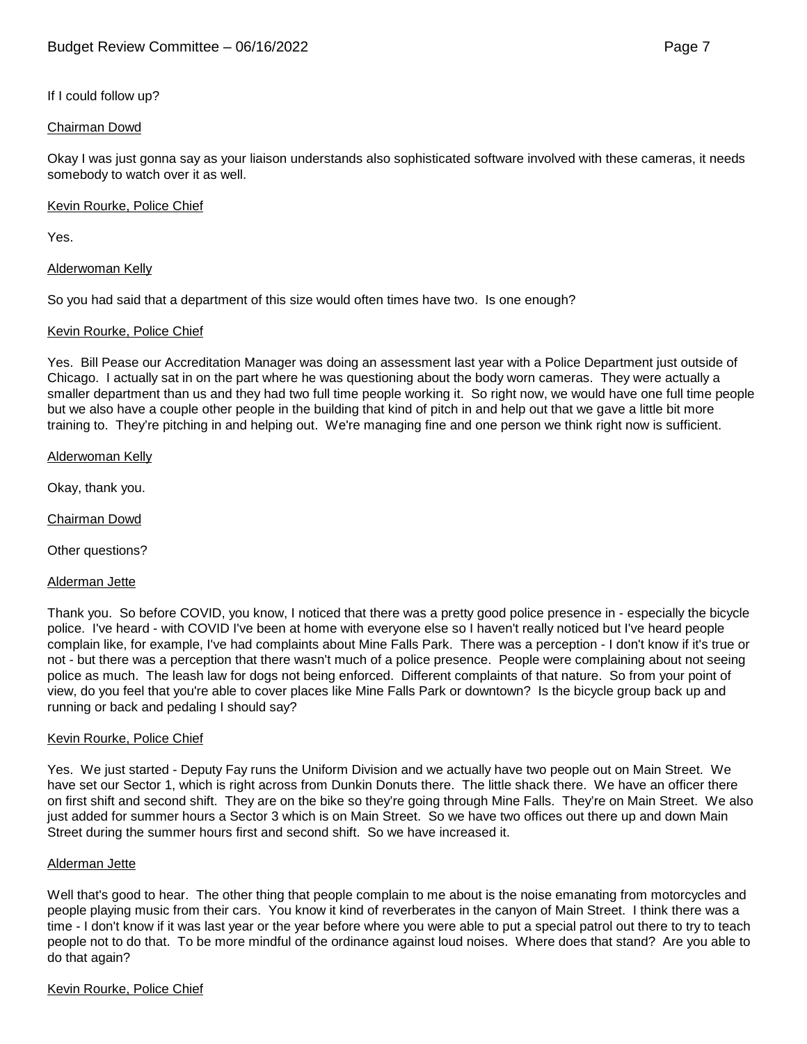If I could follow up?

Chairman Dowd

Okay I was just gonna say as your liaison understands also sophisticated software involved with these cameras, it needs somebody to watch over it as well.

Kevin Rourke, Police Chief

Yes.

Alderwoman Kelly

So you had said that a department of this size would often times have two. Is one enough?

Kevin Rourke, Police Chief

Yes. Bill Pease our Accreditation Manager was doing an assessment last year with a Police Department just outside of Chicago. I actually sat in on the part where he was questioning about the body worn cameras. They were actually a smaller department than us and they had two full time people working it. So right now, we would have one full time people but we also have a couple other people in the building that kind of pitch in and help out that we gave a little bit more training to. They're pitching in and helping out. We're managing fine and one person we think right now is sufficient.

Alderwoman Kelly

Okay, thank you.

Chairman Dowd

Other questions?

Alderman Jette

Thank you. So before COVID, you know, I noticed that there was a pretty good police presence in - especially the bicycle police. I've heard - with COVID I've been at home with everyone else so I haven't really noticed but I've heard people complain like, for example, I've had complaints about Mine Falls Park. There was a perception - I don't know if it's true or not - but there was a perception that there wasn't much of a police presence. People were complaining about not seeing police as much. The leash law for dogs not being enforced. Different complaints of that nature. So from your point of view, do you feel that you're able to cover places like Mine Falls Park or downtown? Is the bicycle group back up and running or back and pedaling I should say?

Kevin Rourke, Police Chief

Yes. We just started - Deputy Fay runs the Uniform Division and we actually have two people out on Main Street. We have set our Sector 1, which is right across from Dunkin Donuts there. The little shack there. We have an officer there on first shift and second shift. They are on the bike so they're going through Mine Falls. They're on Main Street. We also just added for summer hours a Sector 3 which is on Main Street. So we have two offices out there up and down Main Street during the summer hours first and second shift. So we have increased it.

Alderman Jette

Well that's good to hear. The other thing that people complain to me about is the noise emanating from motorcycles and people playing music from their cars. You know it kind of reverberates in the canyon of Main Street. I think there was a time - I don't know if it was last year or the year before where you were able to put a special patrol out there to try to teach people not to do that. To be more mindful of the ordinance against loud noises. Where does that stand? Are you able to do that again?

Kevin Rourke, Police Chief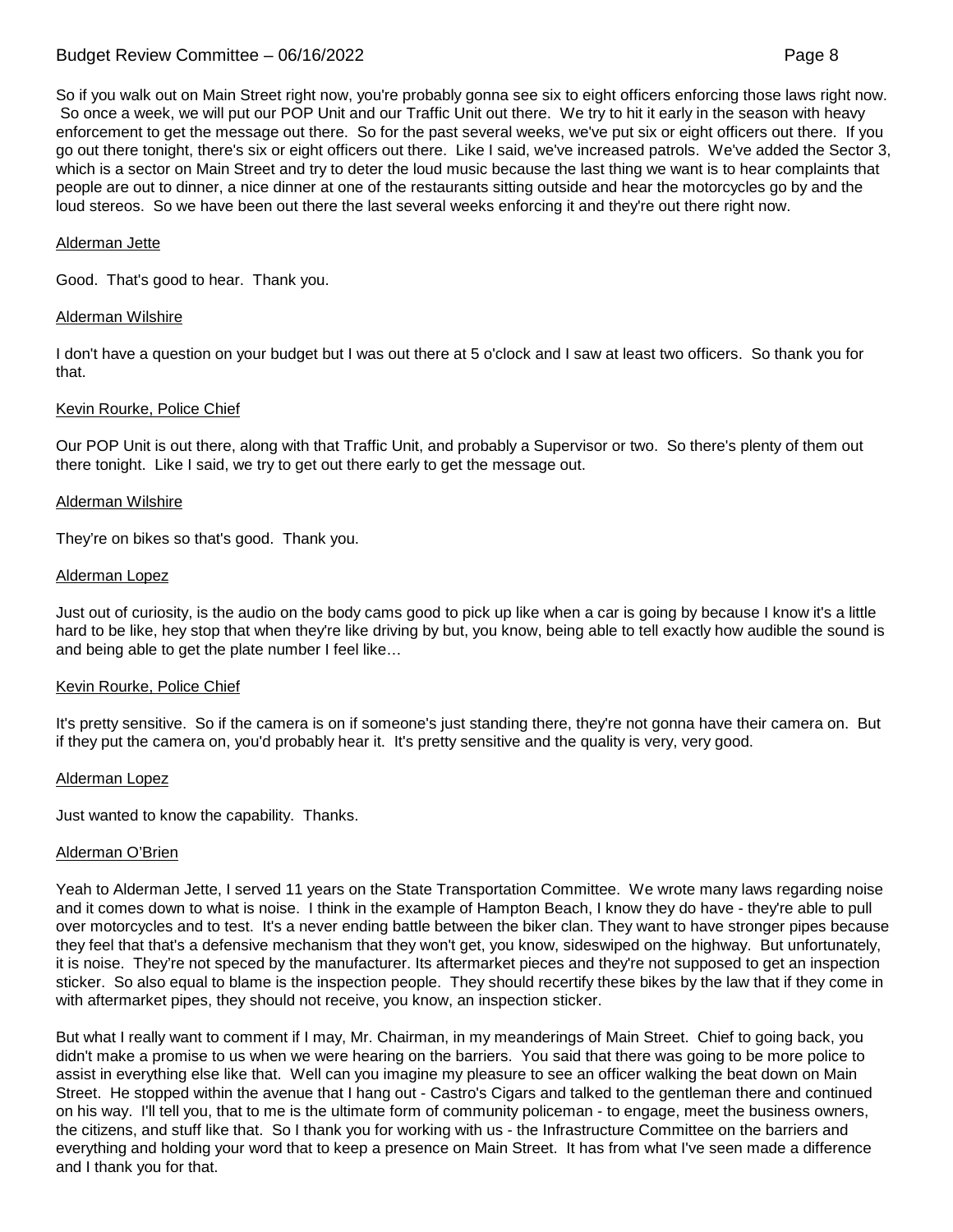So if you walk out on Main Street right now, you're probably gonna see six to eight officers enforcing those laws right now. So once a week, we will put our POP Unit and our Traffic Unit out there. We try to hit it early in the season with heavy enforcement to get the message out there. So for the past several weeks, we've put six or eight officers out there. If you go out there tonight, there's six or eight officers out there. Like I said, we've increased patrols. We've added the Sector 3, which is a sector on Main Street and try to deter the loud music because the last thing we want is to hear complaints that people are out to dinner, a nice dinner at one of the restaurants sitting outside and hear the motorcycles go by and the loud stereos. So we have been out there the last several weeks enforcing it and they're out there right now.

Alderman Jette

Good. That's good to hear. Thank you.

Alderman Wilshire

I don't have a question on your budget but I was out there at 5 o'clock and I saw at least two officers. So thank you for that.

Kevin Rourke, Police Chief

Our POP Unit is out there, along with that Traffic Unit, and probably a Supervisor or two. So there's plenty of them out there tonight. Like I said, we try to get out there early to get the message out.

Alderman Wilshire

They're on bikes so that's good. Thank you.

Alderman Lopez

Just out of curiosity, is the audio on the body cams good to pick up like when a car is going by because I know it's a little hard to be like, hey stop that when they're like driving by but, you know, being able to tell exactly how audible the sound is and being able to get the plate number I feel like…

Kevin Rourke, Police Chief

It's pretty sensitive. So if the camera is on if someone's just standing there, they're not gonna have their camera on. But if they put the camera on, you'd probably hear it. It's pretty sensitive and the quality is very, very good.

Alderman Lopez

Just wanted to know the capability. Thanks.

Alderman O'Brien

Yeah to Alderman Jette, I served 11 years on the State Transportation Committee. We wrote many laws regarding noise and it comes down to what is noise. I think in the example of Hampton Beach, I know they do have - they're able to pull over motorcycles and to test. It's a never ending battle between the biker clan. They want to have stronger pipes because they feel that that's a defensive mechanism that they won't get, you know, sideswiped on the highway. But unfortunately, it is noise. They're not speced by the manufacturer. Its aftermarket pieces and they're not supposed to get an inspection sticker. So also equal to blame is the inspection people. They should recertify these bikes by the law that if they come in with aftermarket pipes, they should not receive, you know, an inspection sticker.

But what I really want to comment if I may, Mr. Chairman, in my meanderings of Main Street. Chief to going back, you didn't make a promise to us when we were hearing on the barriers. You said that there was going to be more police to assist in everything else like that. Well can you imagine my pleasure to see an officer walking the beat down on Main Street. He stopped within the avenue that I hang out - Castro's Cigars and talked to the gentleman there and continued on his way. I'll tell you, that to me is the ultimate form of community policeman - to engage, meet the business owners, the citizens, and stuff like that. So I thank you for working with us - the Infrastructure Committee on the barriers and everything and holding your word that to keep a presence on Main Street. It has from what I've seen made a difference and I thank you for that.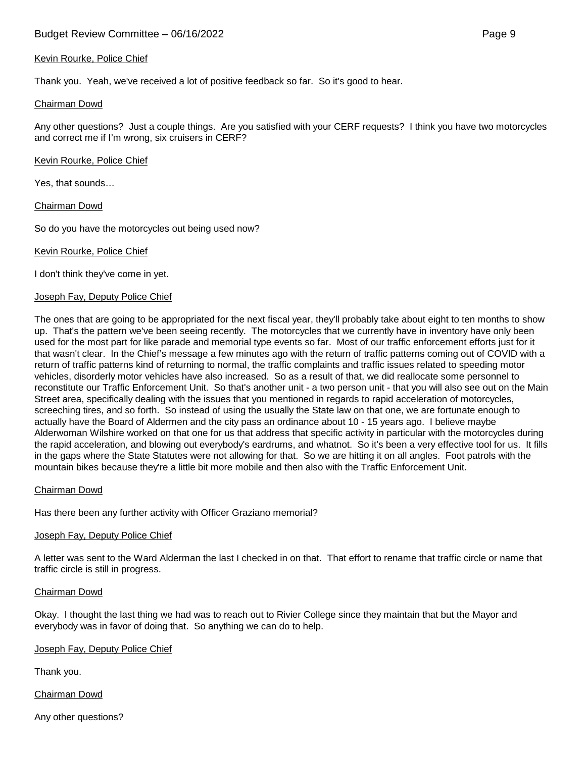Kevin Rourke, Police Chief

Thank you. Yeah, we've received a lot of positive feedback so far. So it's good to hear.

Chairman Dowd

Any other questions? Just a couple things. Are you satisfied with your CERF requests? I think you have two motorcycles and correct me if I'm wrong, six cruisers in CERF?

Kevin Rourke, Police Chief

Yes, that sounds…

Chairman Dowd

So do you have the motorcycles out being used now?

Kevin Rourke, Police Chief

I don't think they've come in yet.

Joseph Fay, Deputy Police Chief

The ones that are going to be appropriated for the next fiscal year, they'll probably take about eight to ten months to show up. That's the pattern we've been seeing recently. The motorcycles that we currently have in inventory have only been used for the most part for like parade and memorial type events so far. Most of our traffic enforcement efforts just for it that wasn't clear. In the Chief's message a few minutes ago with the return of traffic patterns coming out of COVID with a return of traffic patterns kind of returning to normal, the traffic complaints and traffic issues related to speeding motor vehicles, disorderly motor vehicles have also increased. So as a result of that, we did reallocate some personnel to reconstitute our Traffic Enforcement Unit. So that's another unit - a two person unit - that you will also see out on the Main Street area, specifically dealing with the issues that you mentioned in regards to rapid acceleration of motorcycles, screeching tires, and so forth. So instead of using the usually the State law on that one, we are fortunate enough to actually have the Board of Aldermen and the city pass an ordinance about 10 - 15 years ago. I believe maybe Alderwoman Wilshire worked on that one for us that address that specific activity in particular with the motorcycles during the rapid acceleration, and blowing out everybody's eardrums, and whatnot. So it's been a very effective tool for us. It fills in the gaps where the State Statutes were not allowing for that. So we are hitting it on all angles. Foot patrols with the mountain bikes because they're a little bit more mobile and then also with the Traffic Enforcement Unit.

Chairman Dowd

Has there been any further activity with Officer Graziano memorial?

Joseph Fay, Deputy Police Chief

A letter was sent to the Ward Alderman the last I checked in on that. That effort to rename that traffic circle or name that traffic circle is still in progress.

Chairman Dowd

Okay. I thought the last thing we had was to reach out to Rivier College since they maintain that but the Mayor and everybody was in favor of doing that. So anything we can do to help.

Joseph Fay, Deputy Police Chief

Thank you.

Chairman Dowd

Any other questions?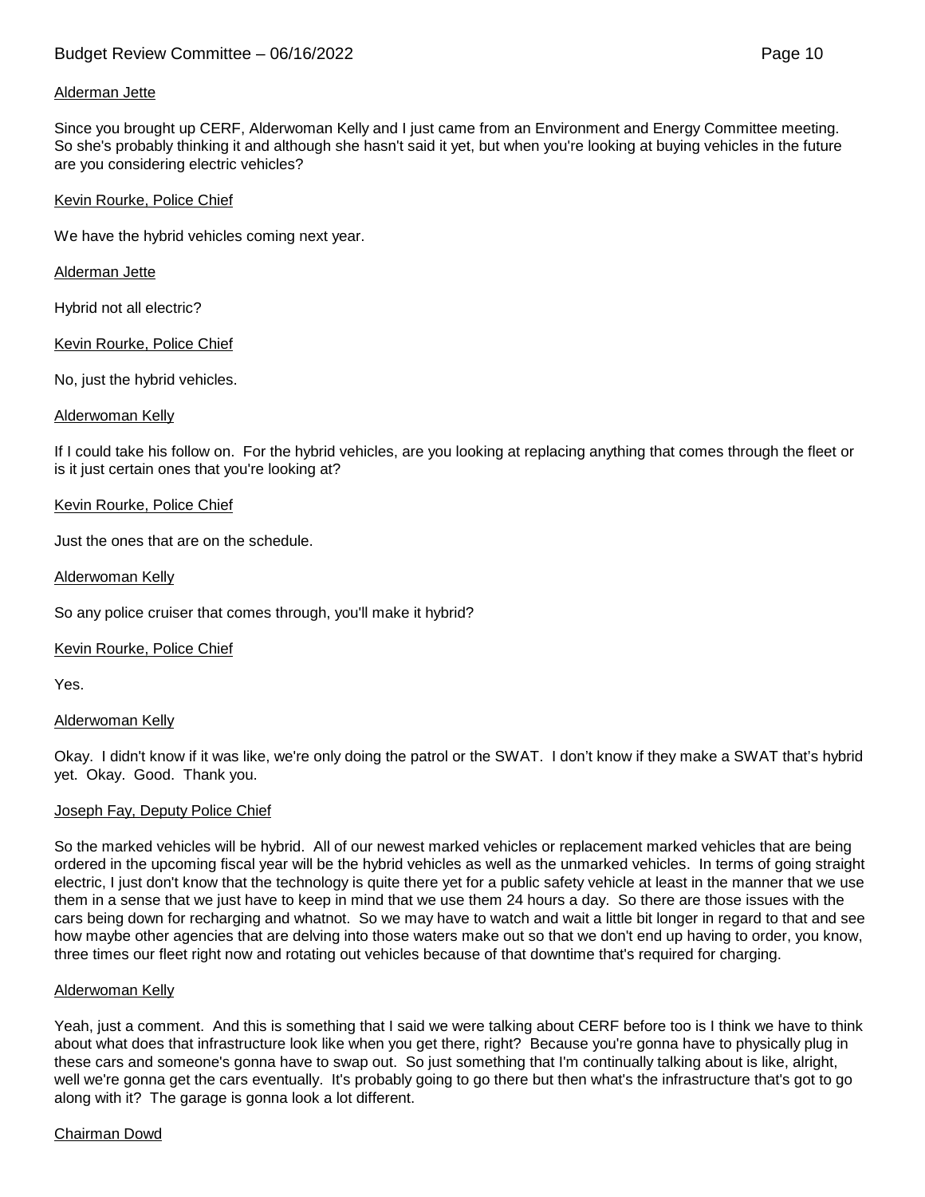Alderman Jette

Since you brought up CERF, Alderwoman Kelly and I just came from an Environment and Energy Committee meeting. So she's probably thinking it and although she hasn't said it yet, but when you're looking at buying vehicles in the future are you considering electric vehicles?

Kevin Rourke, Police Chief

We have the hybrid vehicles coming next year.

Alderman Jette

Hybrid not all electric?

Kevin Rourke, Police Chief

No, just the hybrid vehicles.

Alderwoman Kelly

If I could take his follow on. For the hybrid vehicles, are you looking at replacing anything that comes through the fleet or is it just certain ones that you're looking at?

Kevin Rourke, Police Chief

Just the ones that are on the schedule.

Alderwoman Kelly

So any police cruiser that comes through, you'll make it hybrid?

Kevin Rourke, Police Chief

Yes.

Alderwoman Kelly

Okay. I didn't know if it was like, we're only doing the patrol or the SWAT. I don't know if they make a SWAT that's hybrid yet. Okay. Good. Thank you.

Joseph Fay, Deputy Police Chief

So the marked vehicles will be hybrid. All of our newest marked vehicles or replacement marked vehicles that are being ordered in the upcoming fiscal year will be the hybrid vehicles as well as the unmarked vehicles. In terms of going straight electric, I just don't know that the technology is quite there yet for a public safety vehicle at least in the manner that we use them in a sense that we just have to keep in mind that we use them 24 hours a day. So there are those issues with the cars being down for recharging and whatnot. So we may have to watch and wait a little bit longer in regard to that and see how maybe other agencies that are delving into those waters make out so that we don't end up having to order, you know, three times our fleet right now and rotating out vehicles because of that downtime that's required for charging.

Alderwoman Kelly

Yeah, just a comment. And this is something that I said we were talking about CERF before too is I think we have to think about what does that infrastructure look like when you get there, right? Because you're gonna have to physically plug in these cars and someone's gonna have to swap out. So just something that I'm continually talking about is like, alright, well we're gonna get the cars eventually. It's probably going to go there but then what's the infrastructure that's got to go along with it? The garage is gonna look a lot different.

Chairman Dowd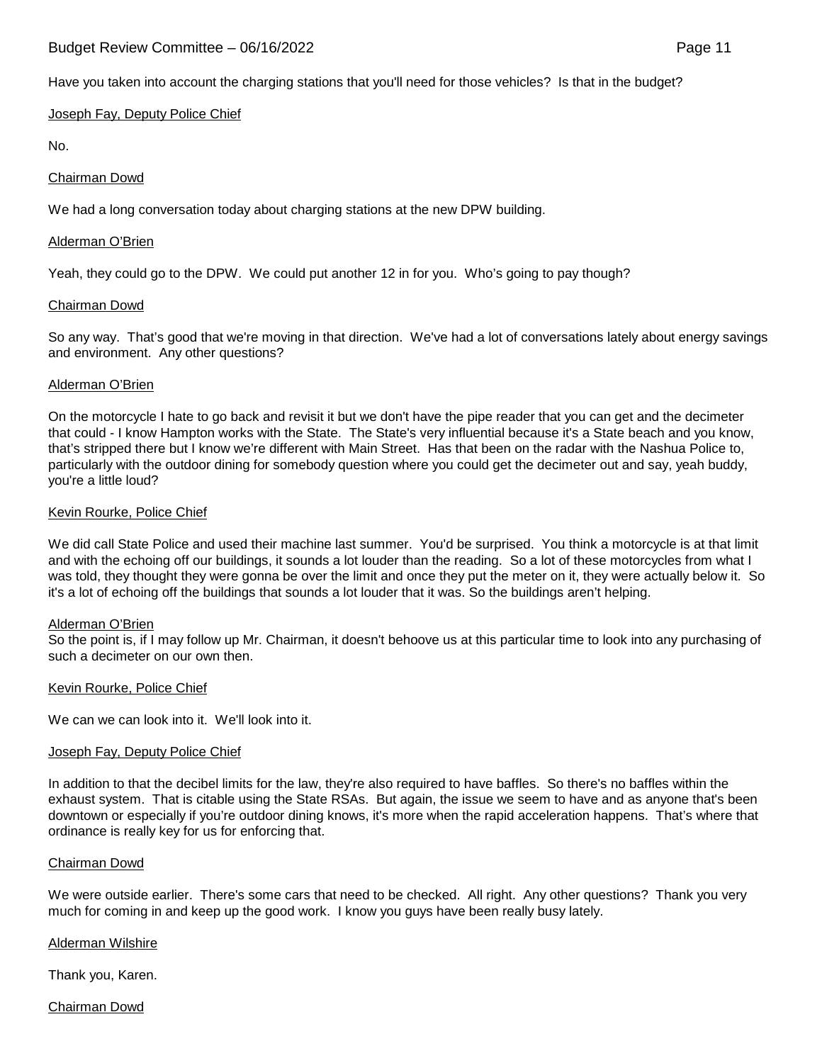Have you taken into account the charging stations that you'll need for those vehicles? Is that in the budget?

Joseph Fay, Deputy Police Chief

No.

Chairman Dowd

We had a long conversation today about charging stations at the new DPW building.

Alderman O'Brien

Yeah, they could go to the DPW. We could put another 12 in for you. Who's going to pay though?

Chairman Dowd

So any way. That's good that we're moving in that direction. We've had a lot of conversations lately about energy savings and environment. Any other questions?

Alderman O'Brien

On the motorcycle I hate to go back and revisit it but we don't have the pipe reader that you can get and the decimeter that could - I know Hampton works with the State. The State's very influential because it's a State beach and you know, that's stripped there but I know we're different with Main Street. Has that been on the radar with the Nashua Police to, particularly with the outdoor dining for somebody question where you could get the decimeter out and say, yeah buddy, you're a little loud?

Kevin Rourke, Police Chief

We did call State Police and used their machine last summer. You'd be surprised. You think a motorcycle is at that limit and with the echoing off our buildings, it sounds a lot louder than the reading. So a lot of these motorcycles from what I was told, they thought they were gonna be over the limit and once they put the meter on it, they were actually below it. So it's a lot of echoing off the buildings that sounds a lot louder that it was. So the buildings aren't helping.

Alderman O'Brien

So the point is, if I may follow up Mr. Chairman, it doesn't behoove us at this particular time to look into any purchasing of such a decimeter on our own then.

Kevin Rourke, Police Chief

We can we can look into it. We'll look into it.

Joseph Fay, Deputy Police Chief

In addition to that the decibel limits for the law, they're also required to have baffles. So there's no baffles within the exhaust system. That is citable using the State RSAs. But again, the issue we seem to have and as anyone that's been downtown or especially if you're outdoor dining knows, it's more when the rapid acceleration happens. That's where that ordinance is really key for us for enforcing that.

Chairman Dowd

We were outside earlier. There's some cars that need to be checked. All right. Any other questions? Thank you very much for coming in and keep up the good work. I know you guys have been really busy lately.

Alderman Wilshire

Thank you, Karen.

Chairman Dowd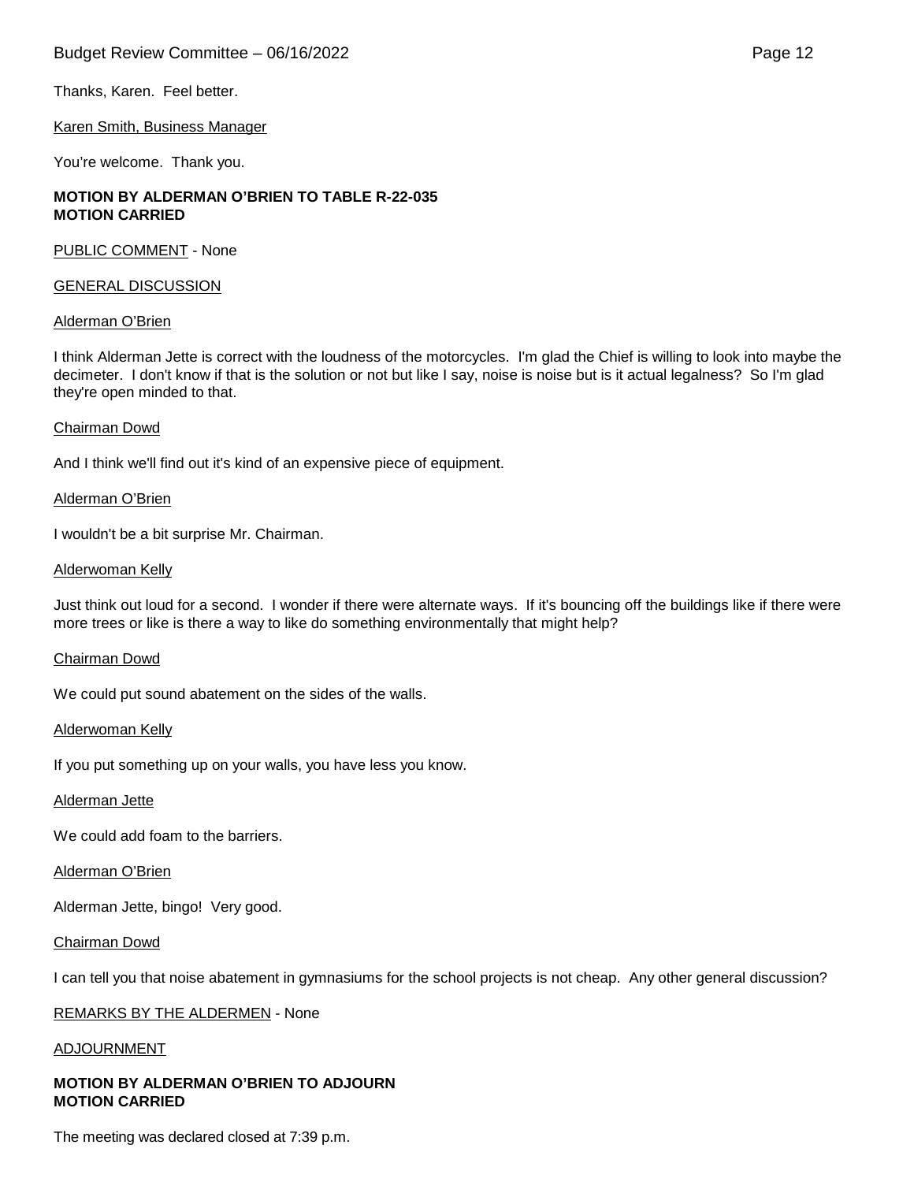Thanks, Karen. Feel better.

Karen Smith, Business Manager

You're welcome. Thank you.

**MOTION BY ALDERMAN O'BRIEN TO TABLE R-22-035**
**MOTION CARRIED**

PUBLIC COMMENT - None

GENERAL DISCUSSION

Alderman O'Brien

I think Alderman Jette is correct with the loudness of the motorcycles. I'm glad the Chief is willing to look into maybe the decimeter. I don't know if that is the solution or not but like I say, noise is noise but is it actual legalness? So I'm glad they're open minded to that.

Chairman Dowd

And I think we'll find out it's kind of an expensive piece of equipment.

Alderman O'Brien

I wouldn't be a bit surprise Mr. Chairman.

Alderwoman Kelly

Just think out loud for a second. I wonder if there were alternate ways. If it's bouncing off the buildings like if there were more trees or like is there a way to like do something environmentally that might help?

Chairman Dowd

We could put sound abatement on the sides of the walls.

Alderwoman Kelly

If you put something up on your walls, you have less you know.

Alderman Jette

We could add foam to the barriers.

Alderman O'Brien

Alderman Jette, bingo! Very good.

Chairman Dowd

I can tell you that noise abatement in gymnasiums for the school projects is not cheap. Any other general discussion?

REMARKS BY THE ALDERMEN - None

ADJOURNMENT

**MOTION BY ALDERMAN O'BRIEN TO ADJOURN**
**MOTION CARRIED**

The meeting was declared closed at 7:39 p.m.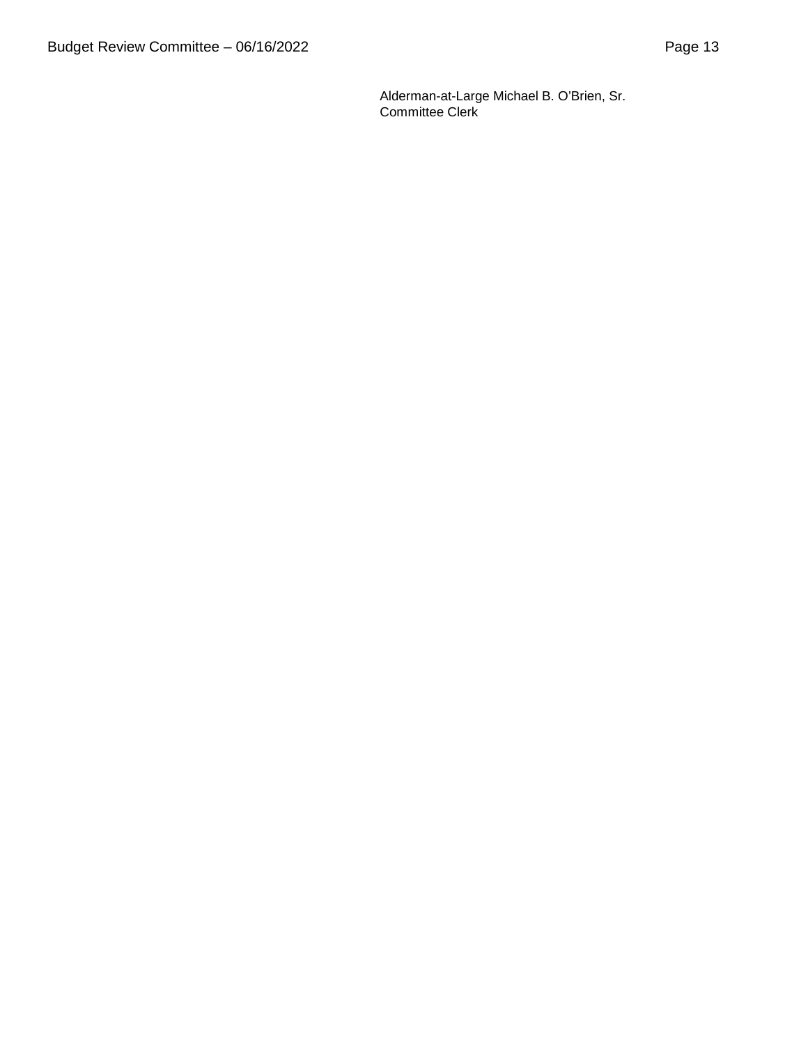Alderman-at-Large Michael B. O'Brien, Sr.
Committee Clerk